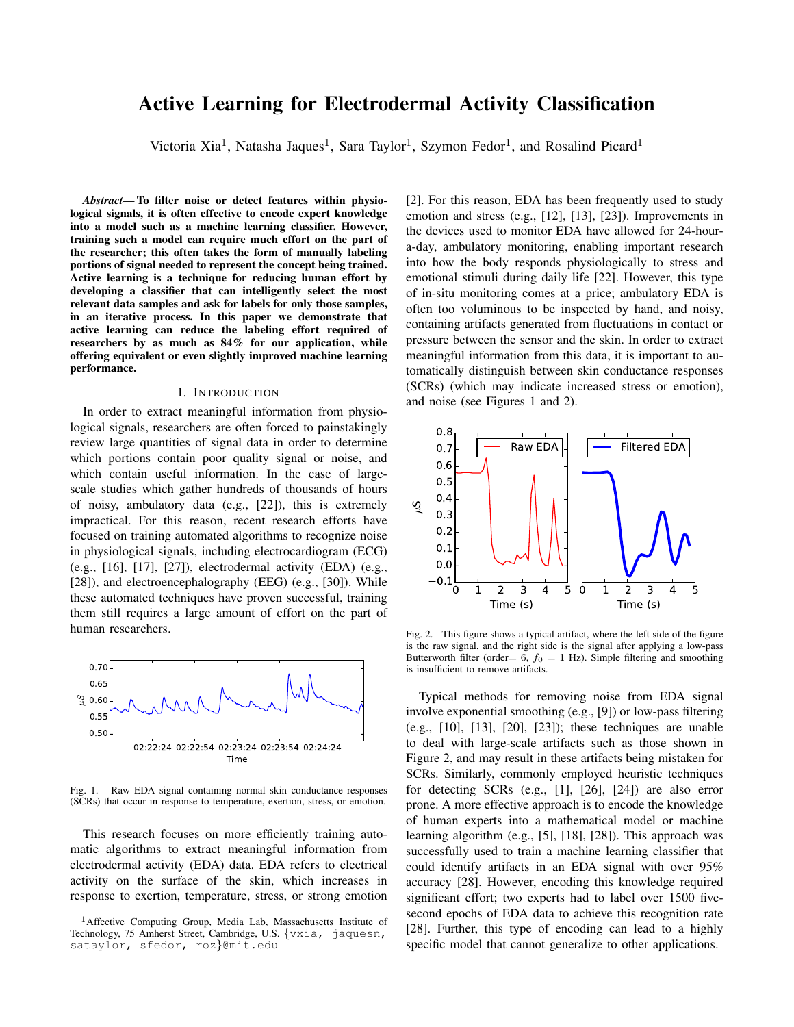# Active Learning for Electrodermal Activity Classification

Victoria Xia[1], Natasha Jaques[1], Sara Taylor[1], Szymon Fedor[1], and Rosalind Picard[1]

***Abstract*— To filter noise or detect features within physiological signals, it is often effective to encode expert knowledge into a model such as a machine learning classifier. However, training such a model can require much effort on the part of the researcher; this often takes the form of manually labeling portions of signal needed to represent the concept being trained. Active learning is a technique for reducing human effort by developing a classifier that can intelligently select the most relevant data samples and ask for labels for only those samples, in an iterative process. In this paper we demonstrate that active learning can reduce the labeling effort required of researchers by as much as 84% for our application, while offering equivalent or even slightly improved machine learning performance.**

## I. Introduction

In order to extract meaningful information from physiological signals, researchers are often forced to painstakingly review large quantities of signal data in order to determine which portions contain poor quality signal or noise, and which contain useful information. In the case of large-scale studies which gather hundreds of thousands of hours of noisy, ambulatory data (e.g., [22]), this is extremely impractical. For this reason, recent research efforts have focused on training automated algorithms to recognize noise in physiological signals, including electrocardiogram (ECG) (e.g., [16], [17], [27]), electrodermal activity (EDA) (e.g., [28]), and electroencephalography (EEG) (e.g., [30]). While these automated techniques have proven successful, training them still requires a large amount of effort on the part of human researchers.

Fig. 1. Raw EDA signal containing normal skin conductance responses (SCRs) that occur in response to temperature, exertion, stress, or emotion.

This research focuses on more efficiently training automatic algorithms to extract meaningful information from electrodermal activity (EDA) data. EDA refers to electrical activity on the surface of the skin, which increases in response to exertion, temperature, stress, or strong emotion [2]. For this reason, EDA has been frequently used to study emotion and stress (e.g., [12], [13], [23]). Improvements in the devices used to monitor EDA have allowed for 24-hour-a-day, ambulatory monitoring, enabling important research into how the body responds physiologically to stress and emotional stimuli during daily life [22]. However, this type of in-situ monitoring comes at a price; ambulatory EDA is often too voluminous to be inspected by hand, and noisy, containing artifacts generated from fluctuations in contact or pressure between the sensor and the skin. In order to extract meaningful information from this data, it is important to automatically distinguish between skin conductance responses (SCRs) (which may indicate increased stress or emotion), and noise (see Figures 1 and 2).

Fig. 2. This figure shows a typical artifact, where the left side of the figure is the raw signal, and the right side is the signal after applying a low-pass Butterworth filter (order= 6, $f_0$ = 1 Hz). Simple filtering and smoothing is insufficient to remove artifacts.

Typical methods for removing noise from EDA signal involve exponential smoothing (e.g., [9]) or low-pass filtering (e.g., [10], [13], [20], [23]); these techniques are unable to deal with large-scale artifacts such as those shown in Figure 2, and may result in these artifacts being mistaken for SCRs. Similarly, commonly employed heuristic techniques for detecting SCRs (e.g., [1], [26], [24]) are also error prone. A more effective approach is to encode the knowledge of human experts into a mathematical model or machine learning algorithm (e.g., [5], [18], [28]). This approach was successfully used to train a machine learning classifier that could identify artifacts in an EDA signal with over 95% accuracy [28]. However, encoding this knowledge required significant effort; two experts had to label over 1500 five-second epochs of EDA data to achieve this recognition rate [28]. Further, this type of encoding can lead to a highly specific model that cannot generalize to other applications.

[1]Affective Computing Group, Media Lab, Massachusetts Institute of Technology, 75 Amherst Street, Cambridge, U.S. {vxia, jaquesn, sataylor, sfedor, roz}@mit.edu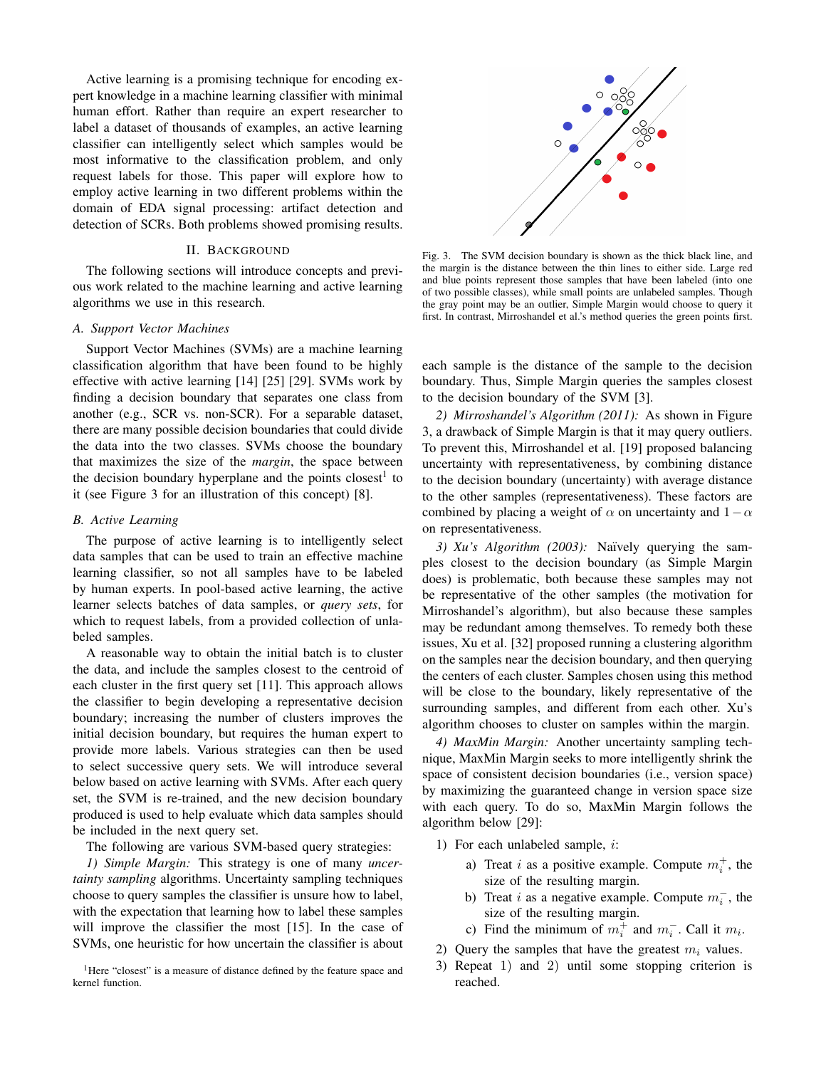Active learning is a promising technique for encoding expert knowledge in a machine learning classifier with minimal human effort. Rather than require an expert researcher to label a dataset of thousands of examples, an active learning classifier can intelligently select which samples would be most informative to the classification problem, and only request labels for those. This paper will explore how to employ active learning in two different problems within the domain of EDA signal processing: artifact detection and detection of SCRs. Both problems showed promising results.

## II. Background

The following sections will introduce concepts and previous work related to the machine learning and active learning algorithms we use in this research.

### A. Support Vector Machines

Support Vector Machines (SVMs) are a machine learning classification algorithm that have been found to be highly effective with active learning [14] [25] [29]. SVMs work by finding a decision boundary that separates one class from another (e.g., SCR vs. non-SCR). For a separable dataset, there are many possible decision boundaries that could divide the data into the two classes. SVMs choose the boundary that maximizes the size of the *margin*, the space between the decision boundary hyperplane and the points closest[1] to it (see Figure 3 for an illustration of this concept) [8].

### B. Active Learning

The purpose of active learning is to intelligently select data samples that can be used to train an effective machine learning classifier, so not all samples have to be labeled by human experts. In pool-based active learning, the active learner selects batches of data samples, or *query sets*, for which to request labels, from a provided collection of unlabeled samples.

A reasonable way to obtain the initial batch is to cluster the data, and include the samples closest to the centroid of each cluster in the first query set [11]. This approach allows the classifier to begin developing a representative decision boundary; increasing the number of clusters improves the initial decision boundary, but requires the human expert to provide more labels. Various strategies can then be used to select successive query sets. We will introduce several below based on active learning with SVMs. After each query set, the SVM is re-trained, and the new decision boundary produced is used to help evaluate which data samples should be included in the next query set.

The following are various SVM-based query strategies:

*1) Simple Margin:* This strategy is one of many *uncertainty sampling* algorithms. Uncertainty sampling techniques choose to query samples the classifier is unsure how to label, with the expectation that learning how to label these samples will improve the classifier the most [15]. In the case of SVMs, one heuristic for how uncertain the classifier is about each sample is the distance of the sample to the decision boundary. Thus, Simple Margin queries the samples closest to the decision boundary of the SVM [3].

[1] Here "closest" is a measure of distance defined by the feature space and kernel function.

Fig. 3. The SVM decision boundary is shown as the thick black line, and the margin is the distance between the thin lines to either side. Large red and blue points represent those samples that have been labeled (into one of two possible classes), while small points are unlabeled samples. Though the gray point may be an outlier, Simple Margin would choose to query it first. In contrast, Mirroshandel et al.'s method queries the green points first.

*2) Mirroshandel's Algorithm (2011):* As shown in Figure 3, a drawback of Simple Margin is that it may query outliers. To prevent this, Mirroshandel et al. [19] proposed balancing uncertainty with representativeness, by combining distance to the decision boundary (uncertainty) with average distance to the other samples (representativeness). These factors are combined by placing a weight of $\alpha$ on uncertainty and $1-\alpha$ on representativeness.

*3) Xu's Algorithm (2003):* Naïvely querying the samples closest to the decision boundary (as Simple Margin does) is problematic, both because these samples may not be representative of the other samples (the motivation for Mirroshandel's algorithm), but also because these samples may be redundant among themselves. To remedy both these issues, Xu et al. [32] proposed running a clustering algorithm on the samples near the decision boundary, and then querying the centers of each cluster. Samples chosen using this method will be close to the boundary, likely representative of the surrounding samples, and different from each other. Xu's algorithm chooses to cluster on samples within the margin.

*4) MaxMin Margin:* Another uncertainty sampling technique, MaxMin Margin seeks to more intelligently shrink the space of consistent decision boundaries (i.e., version space) by maximizing the guaranteed change in version space size with each query. To do so, MaxMin Margin follows the algorithm below [29]:

1) For each unlabeled sample, $i$:
   a) Treat $i$ as a positive example. Compute $m_i^+$, the size of the resulting margin.
   b) Treat $i$ as a negative example. Compute $m_i^-$, the size of the resulting margin.
   c) Find the minimum of $m_i^+$ and $m_i^-$. Call it $m_i$.
2) Query the samples that have the greatest $m_i$ values.
3) Repeat 1) and 2) until some stopping criterion is reached.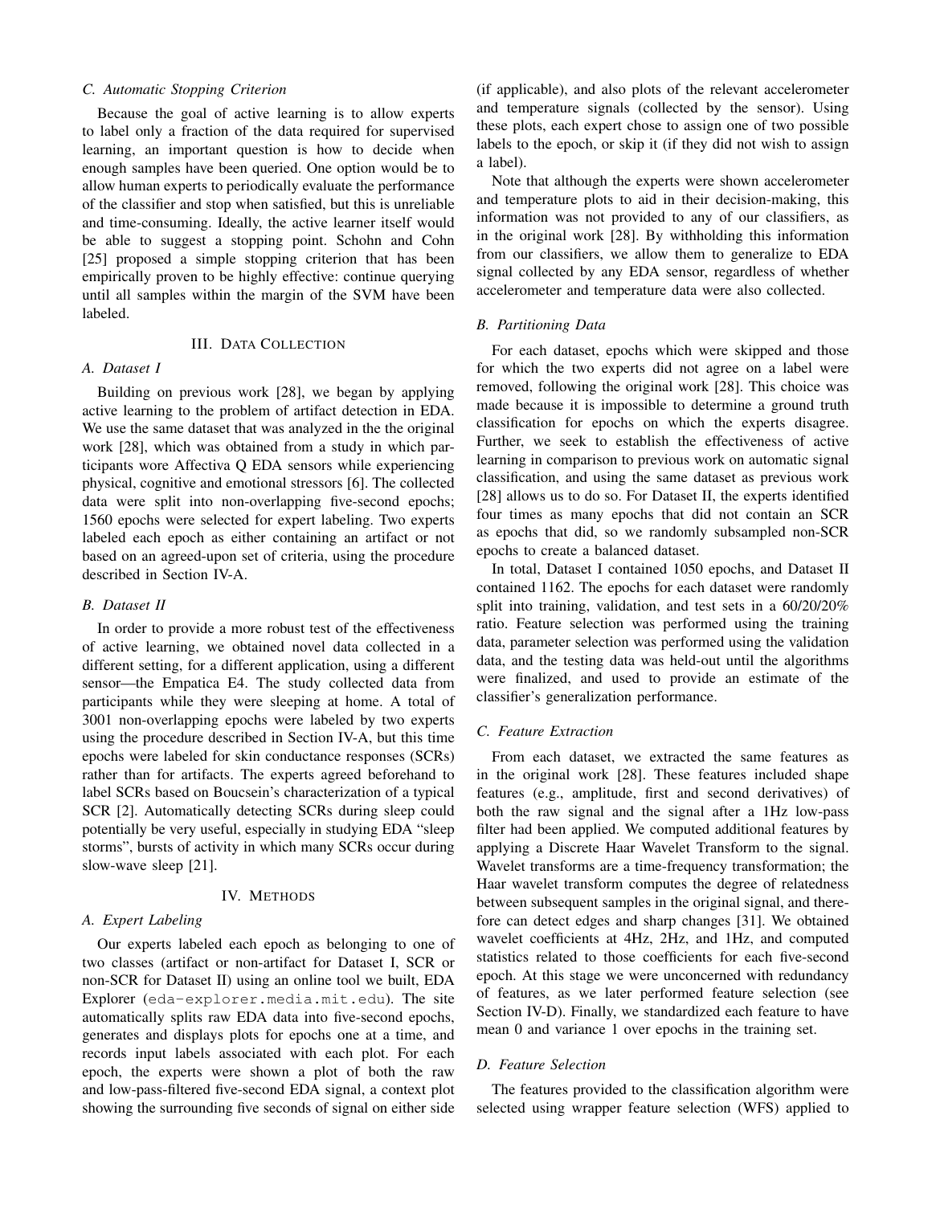### C. Automatic Stopping Criterion

Because the goal of active learning is to allow experts to label only a fraction of the data required for supervised learning, an important question is how to decide when enough samples have been queried. One option would be to allow human experts to periodically evaluate the performance of the classifier and stop when satisfied, but this is unreliable and time-consuming. Ideally, the active learner itself would be able to suggest a stopping point. Schohn and Cohn [25] proposed a simple stopping criterion that has been empirically proven to be highly effective: continue querying until all samples within the margin of the SVM have been labeled.

## III. Data Collection

### A. Dataset I

Building on previous work [28], we began by applying active learning to the problem of artifact detection in EDA. We use the same dataset that was analyzed in the the original work [28], which was obtained from a study in which participants wore Affectiva Q EDA sensors while experiencing physical, cognitive and emotional stressors [6]. The collected data were split into non-overlapping five-second epochs; 1560 epochs were selected for expert labeling. Two experts labeled each epoch as either containing an artifact or not based on an agreed-upon set of criteria, using the procedure described in Section IV-A.

### B. Dataset II

In order to provide a more robust test of the effectiveness of active learning, we obtained novel data collected in a different setting, for a different application, using a different sensor—the Empatica E4. The study collected data from participants while they were sleeping at home. A total of 3001 non-overlapping epochs were labeled by two experts using the procedure described in Section IV-A, but this time epochs were labeled for skin conductance responses (SCRs) rather than for artifacts. The experts agreed beforehand to label SCRs based on Boucsein's characterization of a typical SCR [2]. Automatically detecting SCRs during sleep could potentially be very useful, especially in studying EDA "sleep storms", bursts of activity in which many SCRs occur during slow-wave sleep [21].

## IV. Methods

### A. Expert Labeling

Our experts labeled each epoch as belonging to one of two classes (artifact or non-artifact for Dataset I, SCR or non-SCR for Dataset II) using an online tool we built, EDA Explorer (`eda-explorer.media.mit.edu`). The site automatically splits raw EDA data into five-second epochs, generates and displays plots for epochs one at a time, and records input labels associated with each plot. For each epoch, the experts were shown a plot of both the raw and low-pass-filtered five-second EDA signal, a context plot showing the surrounding five seconds of signal on either side (if applicable), and also plots of the relevant accelerometer and temperature signals (collected by the sensor). Using these plots, each expert chose to assign one of two possible labels to the epoch, or skip it (if they did not wish to assign a label).

Note that although the experts were shown accelerometer and temperature plots to aid in their decision-making, this information was not provided to any of our classifiers, as in the original work [28]. By withholding this information from our classifiers, we allow them to generalize to EDA signal collected by any EDA sensor, regardless of whether accelerometer and temperature data were also collected.

### B. Partitioning Data

For each dataset, epochs which were skipped and those for which the two experts did not agree on a label were removed, following the original work [28]. This choice was made because it is impossible to determine a ground truth classification for epochs on which the experts disagree. Further, we seek to establish the effectiveness of active learning in comparison to previous work on automatic signal classification, and using the same dataset as previous work [28] allows us to do so. For Dataset II, the experts identified four times as many epochs that did not contain an SCR as epochs that did, so we randomly subsampled non-SCR epochs to create a balanced dataset.

In total, Dataset I contained 1050 epochs, and Dataset II contained 1162. The epochs for each dataset were randomly split into training, validation, and test sets in a 60/20/20% ratio. Feature selection was performed using the training data, parameter selection was performed using the validation data, and the testing data was held-out until the algorithms were finalized, and used to provide an estimate of the classifier's generalization performance.

### C. Feature Extraction

From each dataset, we extracted the same features as in the original work [28]. These features included shape features (e.g., amplitude, first and second derivatives) of both the raw signal and the signal after a 1Hz low-pass filter had been applied. We computed additional features by applying a Discrete Haar Wavelet Transform to the signal. Wavelet transforms are a time-frequency transformation; the Haar wavelet transform computes the degree of relatedness between subsequent samples in the original signal, and therefore can detect edges and sharp changes [31]. We obtained wavelet coefficients at 4Hz, 2Hz, and 1Hz, and computed statistics related to those coefficients for each five-second epoch. At this stage we were unconcerned with redundancy of features, as we later performed feature selection (see Section IV-D). Finally, we standardized each feature to have mean 0 and variance 1 over epochs in the training set.

### D. Feature Selection

The features provided to the classification algorithm were selected using wrapper feature selection (WFS) applied to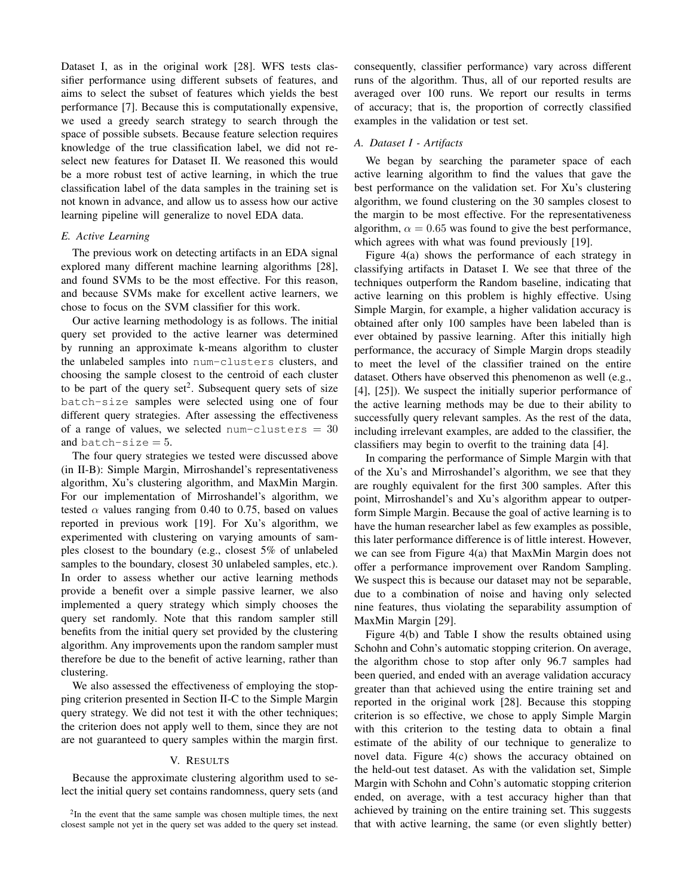Dataset I, as in the original work [28]. WFS tests classifier performance using different subsets of features, and aims to select the subset of features which yields the best performance [7]. Because this is computationally expensive, we used a greedy search strategy to search through the space of possible subsets. Because feature selection requires knowledge of the true classification label, we did not reselect new features for Dataset II. We reasoned this would be a more robust test of active learning, in which the true classification label of the data samples in the training set is not known in advance, and allow us to assess how our active learning pipeline will generalize to novel EDA data.

### E. Active Learning

The previous work on detecting artifacts in an EDA signal explored many different machine learning algorithms [28], and found SVMs to be the most effective. For this reason, and because SVMs make for excellent active learners, we chose to focus on the SVM classifier for this work.

Our active learning methodology is as follows. The initial query set provided to the active learner was determined by running an approximate k-means algorithm to cluster the unlabeled samples into `num-clusters` clusters, and choosing the sample closest to the centroid of each cluster to be part of the query set[2]. Subsequent query sets of size `batch-size` samples were selected using one of four different query strategies. After assessing the effectiveness of a range of values, we selected `num-clusters` $= 30$ and `batch-size` $= 5$.

The four query strategies we tested were discussed above (in II-B): Simple Margin, Mirroshandel's representativeness algorithm, Xu's clustering algorithm, and MaxMin Margin. For our implementation of Mirroshandel's algorithm, we tested $\alpha$ values ranging from 0.40 to 0.75, based on values reported in previous work [19]. For Xu's algorithm, we experimented with clustering on varying amounts of samples closest to the boundary (e.g., closest 5% of unlabeled samples to the boundary, closest 30 unlabeled samples, etc.). In order to assess whether our active learning methods provide a benefit over a simple passive learner, we also implemented a query strategy which simply chooses the query set randomly. Note that this random sampler still benefits from the initial query set provided by the clustering algorithm. Any improvements upon the random sampler must therefore be due to the benefit of active learning, rather than clustering.

We also assessed the effectiveness of employing the stopping criterion presented in Section II-C to the Simple Margin query strategy. We did not test it with the other techniques; the criterion does not apply well to them, since they are not are not guaranteed to query samples within the margin first.

## V. Results

Because the approximate clustering algorithm used to select the initial query set contains randomness, query sets (and consequently, classifier performance) vary across different runs of the algorithm. Thus, all of our reported results are averaged over 100 runs. We report our results in terms of accuracy; that is, the proportion of correctly classified examples in the validation or test set.

### A. Dataset I - Artifacts

We began by searching the parameter space of each active learning algorithm to find the values that gave the best performance on the validation set. For Xu's clustering algorithm, we found clustering on the 30 samples closest to the margin to be most effective. For the representativeness algorithm, $\alpha = 0.65$ was found to give the best performance, which agrees with what was found previously [19].

Figure 4(a) shows the performance of each strategy in classifying artifacts in Dataset I. We see that three of the techniques outperform the Random baseline, indicating that active learning on this problem is highly effective. Using Simple Margin, for example, a higher validation accuracy is obtained after only 100 samples have been labeled than is ever obtained by passive learning. After this initially high performance, the accuracy of Simple Margin drops steadily to meet the level of the classifier trained on the entire dataset. Others have observed this phenomenon as well (e.g., [4], [25]). We suspect the initially superior performance of the active learning methods may be due to their ability to successfully query relevant samples. As the rest of the data, including irrelevant examples, are added to the classifier, the classifiers may begin to overfit to the training data [4].

In comparing the performance of Simple Margin with that of the Xu's and Mirroshandel's algorithm, we see that they are roughly equivalent for the first 300 samples. After this point, Mirroshandel's and Xu's algorithm appear to outperform Simple Margin. Because the goal of active learning is to have the human researcher label as few examples as possible, this later performance difference is of little interest. However, we can see from Figure 4(a) that MaxMin Margin does not offer a performance improvement over Random Sampling. We suspect this is because our dataset may not be separable, due to a combination of noise and having only selected nine features, thus violating the separability assumption of MaxMin Margin [29].

Figure 4(b) and Table I show the results obtained using Schohn and Cohn's automatic stopping criterion. On average, the algorithm chose to stop after only 96.7 samples had been queried, and ended with an average validation accuracy greater than that achieved using the entire training set and reported in the original work [28]. Because this stopping criterion is so effective, we chose to apply Simple Margin with this criterion to the testing data to obtain a final estimate of the ability of our technique to generalize to novel data. Figure 4(c) shows the accuracy obtained on the held-out test dataset. As with the validation set, Simple Margin with Schohn and Cohn's automatic stopping criterion ended, on average, with a test accuracy higher than that achieved by training on the entire training set. This suggests that with active learning, the same (or even slightly better)

[2] In the event that the same sample was chosen multiple times, the next closest sample not yet in the query set was added to the query set instead.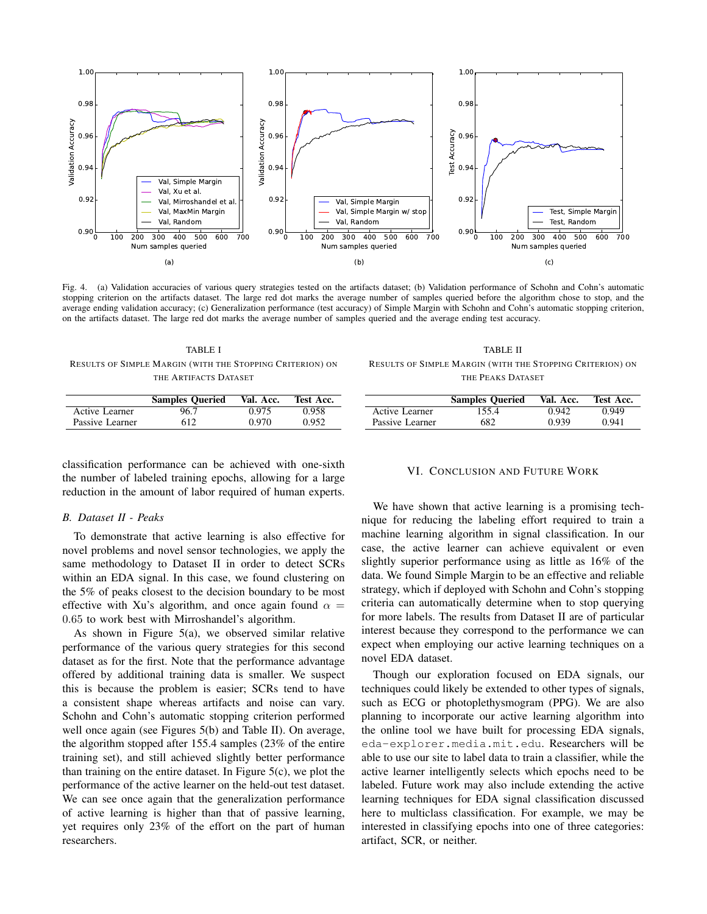Fig. 4. (a) Validation accuracies of various query strategies tested on the artifacts dataset; (b) Validation performance of Schohn and Cohn's automatic stopping criterion on the artifacts dataset. The large red dot marks the average number of samples queried before the algorithm chose to stop, and the average ending validation accuracy; (c) Generalization performance (test accuracy) of Simple Margin with Schohn and Cohn's automatic stopping criterion, on the artifacts dataset. The large red dot marks the average number of samples queried and the average ending test accuracy.

TABLE I
RESULTS OF SIMPLE MARGIN (WITH THE STOPPING CRITERION) ON THE ARTIFACTS DATASET

| | Samples Queried | Val. Acc. | Test Acc. |
|---|---|---|---|
| Active Learner | 96.7 | 0.975 | 0.958 |
| Passive Learner | 612 | 0.970 | 0.952 |

TABLE II
RESULTS OF SIMPLE MARGIN (WITH THE STOPPING CRITERION) ON THE PEAKS DATASET

| | Samples Queried | Val. Acc. | Test Acc. |
|---|---|---|---|
| Active Learner | 155.4 | 0.942 | 0.949 |
| Passive Learner | 682 | 0.939 | 0.941 |

classification performance can be achieved with one-sixth the number of labeled training epochs, allowing for a large reduction in the amount of labor required of human experts.

### B. Dataset II - Peaks

To demonstrate that active learning is also effective for novel problems and novel sensor technologies, we apply the same methodology to Dataset II in order to detect SCRs within an EDA signal. In this case, we found clustering on the 5% of peaks closest to the decision boundary to be most effective with Xu's algorithm, and once again found $\alpha = 0.65$ to work best with Mirroshandel's algorithm.

As shown in Figure 5(a), we observed similar relative performance of the various query strategies for this second dataset as for the first. Note that the performance advantage offered by additional training data is smaller. We suspect this is because the problem is easier; SCRs tend to have a consistent shape whereas artifacts and noise can vary. Schohn and Cohn's automatic stopping criterion performed well once again (see Figures 5(b) and Table II). On average, the algorithm stopped after 155.4 samples (23% of the entire training set), and still achieved slightly better performance than training on the entire dataset. In Figure 5(c), we plot the performance of the active learner on the held-out test dataset. We can see once again that the generalization performance of active learning is higher than that of passive learning, yet requires only 23% of the effort on the part of human researchers.

## VI. CONCLUSION AND FUTURE WORK

We have shown that active learning is a promising technique for reducing the labeling effort required to train a machine learning algorithm in signal classification. In our case, the active learner can achieve equivalent or even slightly superior performance using as little as 16% of the data. We found Simple Margin to be an effective and reliable strategy, which if deployed with Schohn and Cohn's stopping criteria can automatically determine when to stop querying for more labels. The results from Dataset II are of particular interest because they correspond to the performance we can expect when employing our active learning techniques on a novel EDA dataset.

Though our exploration focused on EDA signals, our techniques could likely be extended to other types of signals, such as ECG or photoplethysmogram (PPG). We are also planning to incorporate our active learning algorithm into the online tool we have built for processing EDA signals, `eda-explorer.media.mit.edu`. Researchers will be able to use our site to label data to train a classifier, while the active learner intelligently selects which epochs need to be labeled. Future work may also include extending the active learning techniques for EDA signal classification discussed here to multiclass classification. For example, we may be interested in classifying epochs into one of three categories: artifact, SCR, or neither.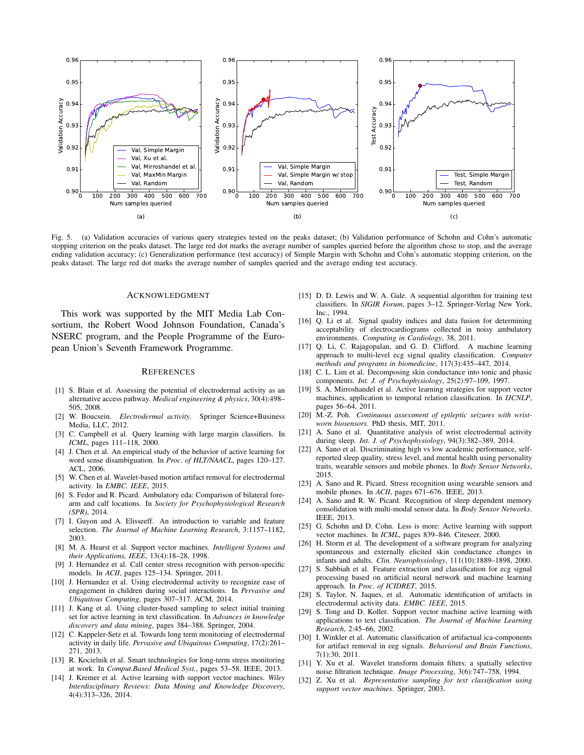0.96
0.95
0.94
0.93
0.92
0.91
0.90
Validation Accuracy
0 100 200 300 400 500 600 700
Num samples queried
Val, Simple Margin
Val, Xu et al.
Val, Mirroshandel et al.
Val, MaxMin Margin
Val, Random
(a)

0.96
0.95
0.94
0.93
0.92
0.91
0.90
Validation Accuracy
0 100 200 300 400 500 600 700
Num samples queried
Val, Simple Margin
Val, Simple Margin w/ stop
Val, Random
(b)

0.96
0.95
0.94
0.93
0.92
0.91
0.90
Test Accuracy
0 100 200 300 400 500 600 700
Num samples queried
Test, Simple Margin
Test, Random
(c)

Fig. 5. (a) Validation accuracies of various query strategies tested on the peaks dataset; (b) Validation performance of Schohn and Cohn's automatic stopping criterion on the peaks dataset. The large red dot marks the average number of samples queried before the algorithm chose to stop, and the average ending validation accuracy; (c) Generalization performance (test accuracy) of Simple Margin with Schohn and Cohn's automatic stopping criterion, on the peaks dataset. The large red dot marks the average number of samples queried and the average ending test accuracy.

## ACKNOWLEDGMENT

This work was supported by the MIT Media Lab Consortium, the Robert Wood Johnson Foundation, Canada's NSERC program, and the People Programme of the European Union's Seventh Framework Programme.

## REFERENCES

[1] S. Blain et al. Assessing the potential of electrodermal activity as an alternative access pathway. *Medical engineering & physics*, 30(4):498–505, 2008.

[2] W. Boucsein. *Electrodermal activity*. Springer Science+Business Media, LLC, 2012.

[3] C. Campbell et al. Query learning with large margin classifiers. In *ICML*, pages 111–118, 2000.

[4] J. Chen et al. An empirical study of the behavior of active learning for word sense disambiguation. In *Proc. of HLT/NAACL*, pages 120–127. ACL, 2006.

[5] W. Chen et al. Wavelet-based motion artifact removal for electrodermal activity. In *EMBC. IEEE*, 2015.

[6] S. Fedor and R. Picard. Ambulatory eda: Comparison of bilateral forearm and calf locations. In *Society for Psychophysiological Research (SPR)*, 2014.

[7] I. Guyon and A. Elisseeff. An introduction to variable and feature selection. *The Journal of Machine Learning Research*, 3:1157–1182, 2003.

[8] M. A. Hearst et al. Support vector machines. *Intelligent Systems and their Applications, IEEE*, 13(4):18–28, 1998.

[9] J. Hernandez et al. Call center stress recognition with person-specific models. In *ACII*, pages 125–134. Springer, 2011.

[10] J. Hernandez et al. Using electrodermal activity to recognize ease of engagement in children during social interactions. In *Pervasive and Ubiquitous Computing*, pages 307–317. ACM, 2014.

[11] J. Kang et al. Using cluster-based sampling to select initial training set for active learning in text classification. In *Advances in knowledge discovery and data mining*, pages 384–388. Springer, 2004.

[12] C. Kappeler-Setz et al. Towards long term monitoring of electrodermal activity in daily life. *Pervasive and Ubiquitous Computing*, 17(2):261–271, 2013.

[13] R. Kocielnik et al. Smart technologies for long-term stress monitoring at work. In *Comput.Based Medical Syst.*, pages 53–58. IEEE, 2013.

[14] J. Kremer et al. Active learning with support vector machines. *Wiley Interdisciplinary Reviews: Data Mining and Knowledge Discovery*, 4(4):313–326, 2014.

[15] D. D. Lewis and W. A. Gale. A sequential algorithm for training text classifiers. In *SIGIR Forum*, pages 3–12. Springer-Verlag New York, Inc., 1994.

[16] Q. Li et al. Signal quality indices and data fusion for determining acceptability of electrocardiograms collected in noisy ambulatory environments. *Computing in Cardiology*, 38, 2011.

[17] Q. Li, C. Rajagopalan, and G. D. Clifford. A machine learning approach to multi-level ecg signal quality classification. *Computer methods and programs in biomedicine*, 117(3):435–447, 2014.

[18] C. L. Lim et al. Decomposing skin conductance into tonic and phasic components. *Int. J. of Psychophysiology*, 25(2):97–109, 1997.

[19] S. A. Mirroshandel et al. Active learning strategies for support vector machines, application to temporal relation classification. In *IJCNLP*, pages 56–64, 2011.

[20] M.-Z. Poh. *Continuous assessment of epileptic seizures with wrist-worn biosensors*. PhD thesis, MIT, 2011.

[21] A. Sano et al. Quantitative analysis of wrist electrodermal activity during sleep. *Int. J. of Psychophysiology*, 94(3):382–389, 2014.

[22] A. Sano et al. Discriminating high vs low academic performance, self-reported sleep quality, stress level, and mental health using personality traits, wearable sensors and mobile phones. In *Body Sensor Networks*, 2015.

[23] A. Sano and R. Picard. Stress recognition using wearable sensors and mobile phones. In *ACII*, pages 671–676. IEEE, 2013.

[24] A. Sano and R. W. Picard. Recognition of sleep dependent memory consolidation with multi-modal sensor data. In *Body Sensor Networks*. IEEE, 2013.

[25] G. Schohn and D. Cohn. Less is more: Active learning with support vector machines. In *ICML*, pages 839–846. Citeseer, 2000.

[26] H. Storm et al. The development of a software program for analyzing spontaneous and externally elicited skin conductance changes in infants and adults. *Clin. Neurophysiology*, 111(10):1889–1898, 2000.

[27] S. Subbiah et al. Feature extraction and classification for ecg signal processing based on artificial neural network and machine learning approach. In *Proc. of ICIDRET*, 2015.

[28] S. Taylor, N. Jaques, et al. Automatic identification of artifacts in electrodermal activity data. *EMBC. IEEE*, 2015.

[29] S. Tong and D. Koller. Support vector machine active learning with applications to text classification. *The Journal of Machine Learning Research*, 2:45–66, 2002.

[30] I. Winkler et al. Automatic classification of artifactual ica-components for artifact removal in eeg signals. *Behavioral and Brain Functions*, 7(1):30, 2011.

[31] Y. Xu et al. Wavelet transform domain filters: a spatially selective noise filtration technique. *Image Processing*, 3(6):747–758, 1994.

[32] Z. Xu et al. *Representative sampling for text classification using support vector machines*. Springer, 2003.